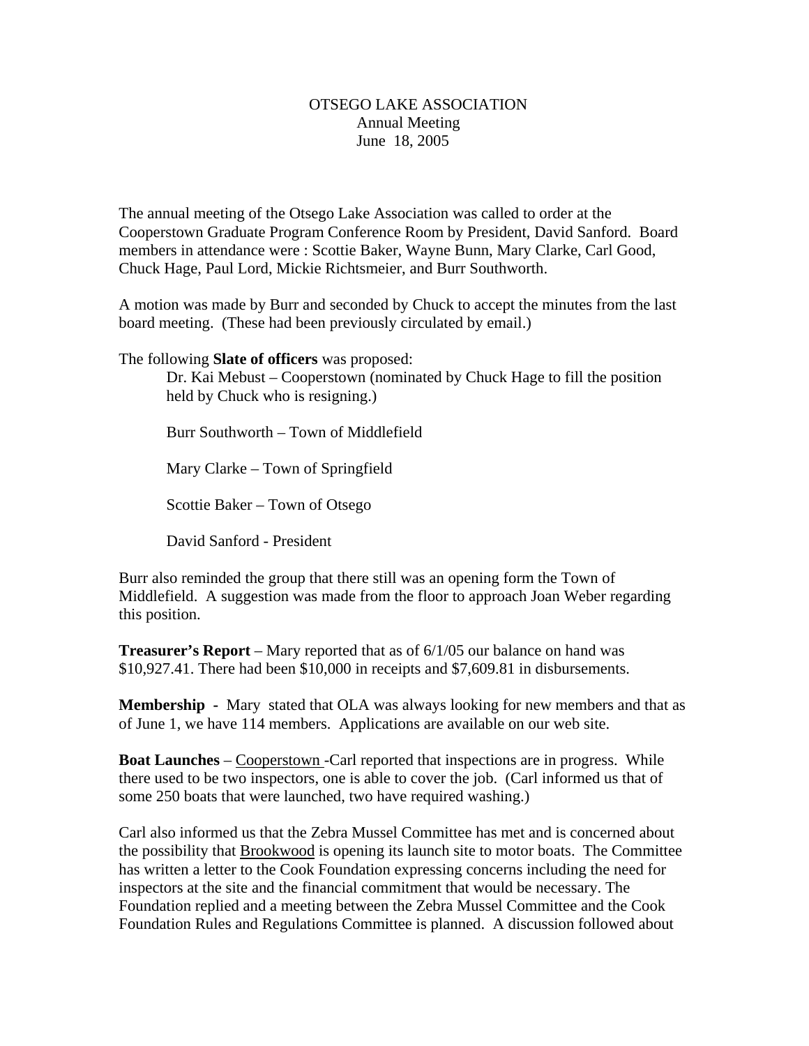OTSEGO LAKE ASSOCIATION
Annual Meeting
June 18, 2005

The annual meeting of the Otsego Lake Association was called to order at the Cooperstown Graduate Program Conference Room by President, David Sanford. Board members in attendance were : Scottie Baker, Wayne Bunn, Mary Clarke, Carl Good, Chuck Hage, Paul Lord, Mickie Richtsmeier, and Burr Southworth.

A motion was made by Burr and seconded by Chuck to accept the minutes from the last board meeting. (These had been previously circulated by email.)

The following **Slate of officers** was proposed:

> Dr. Kai Mebust – Cooperstown (nominated by Chuck Hage to fill the position held by Chuck who is resigning.)
>
> Burr Southworth – Town of Middlefield
>
> Mary Clarke – Town of Springfield
>
> Scottie Baker – Town of Otsego
>
> David Sanford - President

Burr also reminded the group that there still was an opening form the Town of Middlefield. A suggestion was made from the floor to approach Joan Weber regarding this position.

**Treasurer's Report** – Mary reported that as of 6/1/05 our balance on hand was $10,927.41. There had been $10,000 in receipts and $7,609.81 in disbursements.

**Membership -** Mary stated that OLA was always looking for new members and that as of June 1, we have 114 members. Applications are available on our web site.

**Boat Launches** – <u>Cooperstown</u> -Carl reported that inspections are in progress. While there used to be two inspectors, one is able to cover the job. (Carl informed us that of some 250 boats that were launched, two have required washing.)

Carl also informed us that the Zebra Mussel Committee has met and is concerned about the possibility that <u>Brookwood</u> is opening its launch site to motor boats. The Committee has written a letter to the Cook Foundation expressing concerns including the need for inspectors at the site and the financial commitment that would be necessary. The Foundation replied and a meeting between the Zebra Mussel Committee and the Cook Foundation Rules and Regulations Committee is planned. A discussion followed about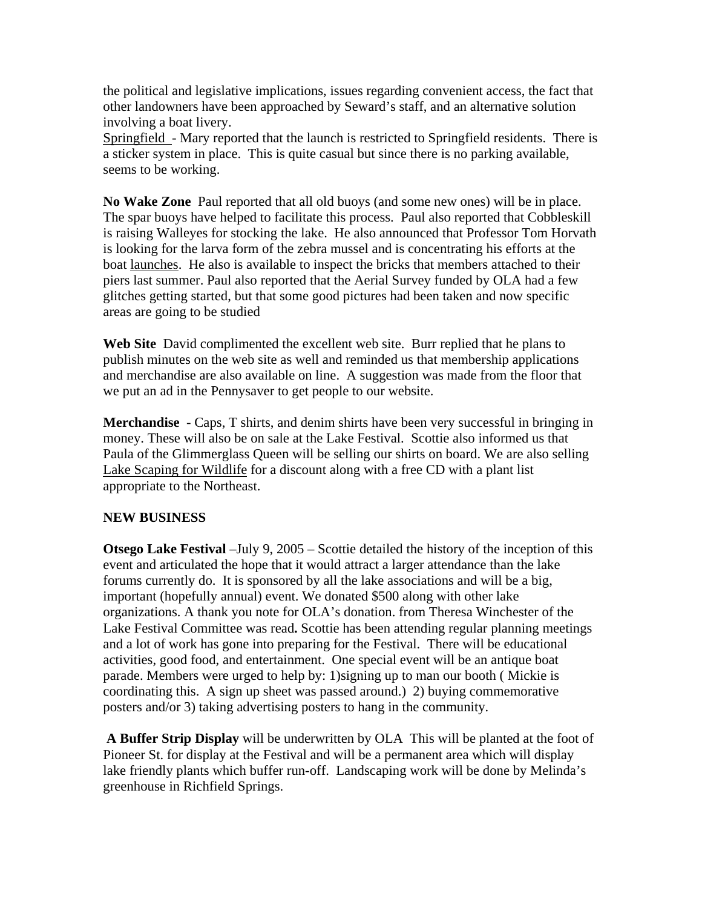the political and legislative implications, issues regarding convenient access, the fact that other landowners have been approached by Seward's staff, and an alternative solution involving a boat livery.

Springfield - Mary reported that the launch is restricted to Springfield residents. There is a sticker system in place. This is quite casual but since there is no parking available, seems to be working.

**No Wake Zone** Paul reported that all old buoys (and some new ones) will be in place. The spar buoys have helped to facilitate this process. Paul also reported that Cobbleskill is raising Walleyes for stocking the lake. He also announced that Professor Tom Horvath is looking for the larva form of the zebra mussel and is concentrating his efforts at the boat launches. He also is available to inspect the bricks that members attached to their piers last summer. Paul also reported that the Aerial Survey funded by OLA had a few glitches getting started, but that some good pictures had been taken and now specific areas are going to be studied

**Web Site** David complimented the excellent web site. Burr replied that he plans to publish minutes on the web site as well and reminded us that membership applications and merchandise are also available on line. A suggestion was made from the floor that we put an ad in the Pennysaver to get people to our website.

**Merchandise** - Caps, T shirts, and denim shirts have been very successful in bringing in money. These will also be on sale at the Lake Festival. Scottie also informed us that Paula of the Glimmerglass Queen will be selling our shirts on board. We are also selling Lake Scaping for Wildlife for a discount along with a free CD with a plant list appropriate to the Northeast.

**NEW BUSINESS**

**Otsego Lake Festival** –July 9, 2005 – Scottie detailed the history of the inception of this event and articulated the hope that it would attract a larger attendance than the lake forums currently do. It is sponsored by all the lake associations and will be a big, important (hopefully annual) event. We donated $500 along with other lake organizations. A thank you note for OLA's donation. from Theresa Winchester of the Lake Festival Committee was read**.** Scottie has been attending regular planning meetings and a lot of work has gone into preparing for the Festival. There will be educational activities, good food, and entertainment. One special event will be an antique boat parade. Members were urged to help by: 1)signing up to man our booth ( Mickie is coordinating this. A sign up sheet was passed around.) 2) buying commemorative posters and/or 3) taking advertising posters to hang in the community.

**A Buffer Strip Display** will be underwritten by OLA This will be planted at the foot of Pioneer St. for display at the Festival and will be a permanent area which will display lake friendly plants which buffer run-off. Landscaping work will be done by Melinda's greenhouse in Richfield Springs.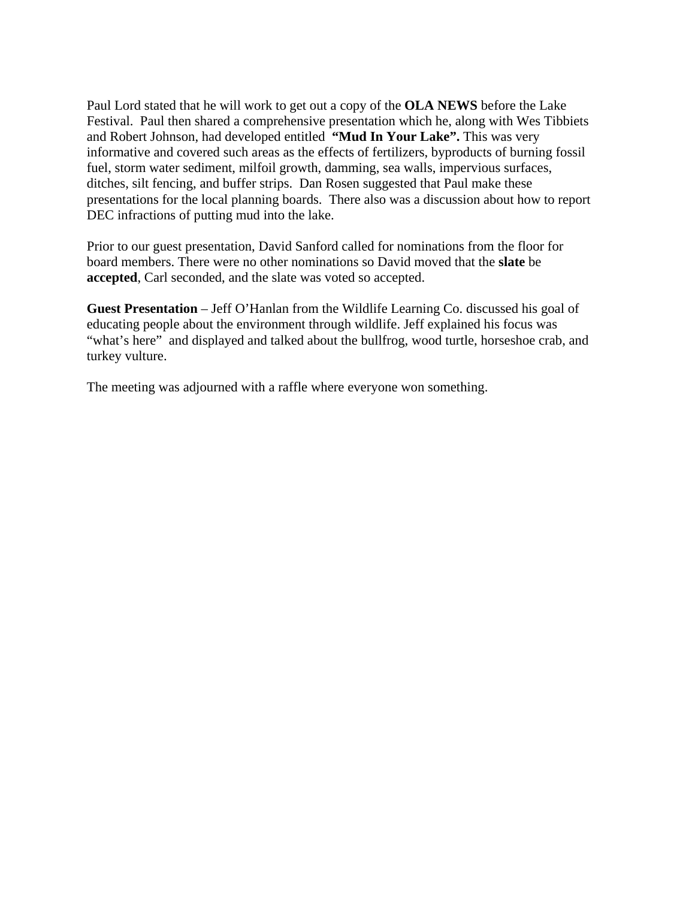Paul Lord stated that he will work to get out a copy of the **OLA NEWS** before the Lake Festival. Paul then shared a comprehensive presentation which he, along with Wes Tibbiets and Robert Johnson, had developed entitled **"Mud In Your Lake".** This was very informative and covered such areas as the effects of fertilizers, byproducts of burning fossil fuel, storm water sediment, milfoil growth, damming, sea walls, impervious surfaces, ditches, silt fencing, and buffer strips. Dan Rosen suggested that Paul make these presentations for the local planning boards. There also was a discussion about how to report DEC infractions of putting mud into the lake.

Prior to our guest presentation, David Sanford called for nominations from the floor for board members. There were no other nominations so David moved that the **slate** be **accepted**, Carl seconded, and the slate was voted so accepted.

**Guest Presentation** – Jeff O'Hanlan from the Wildlife Learning Co. discussed his goal of educating people about the environment through wildlife. Jeff explained his focus was "what's here" and displayed and talked about the bullfrog, wood turtle, horseshoe crab, and turkey vulture.

The meeting was adjourned with a raffle where everyone won something.